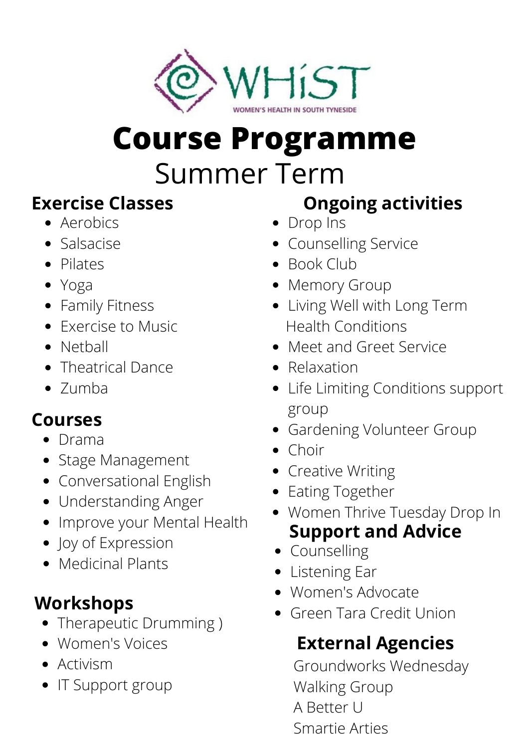WHiST

WOMEN'S HEALTH IN SOUTH TYNESIDE

# Course Programme

## Summer Term

### Exercise Classes

- Aerobics
- Salsacise
- Pilates
- Yoga
- Family Fitness
- Exercise to Music
- Netball
- Theatrical Dance
- Zumba

### Courses

- Drama
- Stage Management
- Conversational English
- Understanding Anger
- Improve your Mental Health
- Joy of Expression
- Medicinal Plants

### Workshops

- Therapeutic Drumming )
- Women's Voices
- Activism
- IT Support group

### Ongoing activities

- Drop Ins
- Counselling Service
- Book Club
- Memory Group
- Living Well with Long Term Health Conditions
- Meet and Greet Service
- Relaxation
- Life Limiting Conditions support group
- Gardening Volunteer Group
- Choir
- Creative Writing
- Eating Together
- Women Thrive Tuesday Drop In

### Support and Advice

- Counselling
- Listening Ear
- Women's Advocate
- Green Tara Credit Union

### External Agencies

Groundworks Wednesday
Walking Group
A Better U
Smartie Arties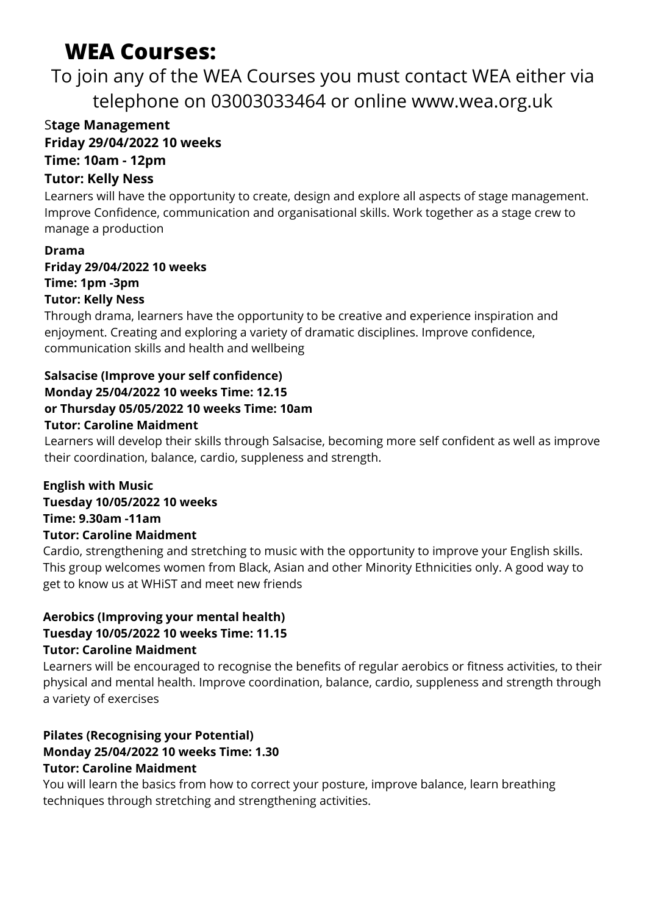# WEA Courses:

To join any of the WEA Courses you must contact WEA either via telephone on 03003033464 or online www.wea.org.uk

**Stage Management**
**Friday 29/04/2022 10 weeks**
**Time: 10am - 12pm**
**Tutor: Kelly Ness**

Learners will have the opportunity to create, design and explore all aspects of stage management. Improve Confidence, communication and organisational skills. Work together as a stage crew to manage a production

**Drama**
**Friday 29/04/2022 10 weeks**
**Time: 1pm -3pm**
**Tutor: Kelly Ness**

Through drama, learners have the opportunity to be creative and experience inspiration and enjoyment. Creating and exploring a variety of dramatic disciplines. Improve confidence, communication skills and health and wellbeing

**Salsacise (Improve your self confidence)**
**Monday 25/04/2022 10 weeks Time: 12.15**
**or Thursday 05/05/2022 10 weeks Time: 10am**
**Tutor: Caroline Maidment**

Learners will develop their skills through Salsacise, becoming more self confident as well as improve their coordination, balance, cardio, suppleness and strength.

**English with Music**
**Tuesday 10/05/2022 10 weeks**
**Time: 9.30am -11am**
**Tutor: Caroline Maidment**

Cardio, strengthening and stretching to music with the opportunity to improve your English skills. This group welcomes women from Black, Asian and other Minority Ethnicities only. A good way to get to know us at WHiST and meet new friends

**Aerobics (Improving your mental health)**
**Tuesday 10/05/2022 10 weeks Time: 11.15**
**Tutor: Caroline Maidment**

Learners will be encouraged to recognise the benefits of regular aerobics or fitness activities, to their physical and mental health. Improve coordination, balance, cardio, suppleness and strength through a variety of exercises

**Pilates (Recognising your Potential)**
**Monday 25/04/2022 10 weeks Time: 1.30**
**Tutor: Caroline Maidment**

You will learn the basics from how to correct your posture, improve balance, learn breathing techniques through stretching and strengthening activities.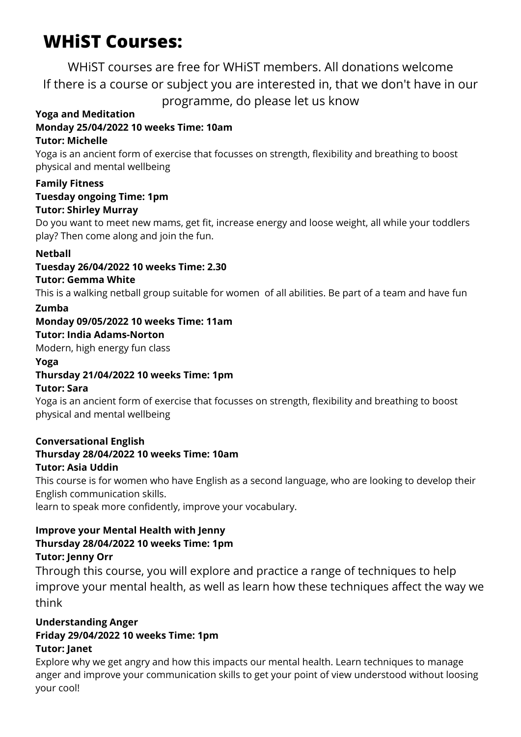# WHiST Courses:

WHiST courses are free for WHiST members. All donations welcome
If there is a course or subject you are interested in, that we don't have in our programme, do please let us know

**Yoga and Meditation**
**Monday 25/04/2022 10 weeks Time: 10am**
**Tutor: Michelle**

Yoga is an ancient form of exercise that focusses on strength, flexibility and breathing to boost physical and mental wellbeing

**Family Fitness**
**Tuesday ongoing Time: 1pm**
**Tutor: Shirley Murray**

Do you want to meet new mams, get fit, increase energy and loose weight, all while your toddlers play? Then come along and join the fun.

**Netball**
**Tuesday 26/04/2022 10 weeks Time: 2.30**
**Tutor: Gemma White**

This is a walking netball group suitable for women of all abilities. Be part of a team and have fun

**Zumba**
**Monday 09/05/2022 10 weeks Time: 11am**
**Tutor: India Adams-Norton**

Modern, high energy fun class

**Yoga**
**Thursday 21/04/2022 10 weeks Time: 1pm**
**Tutor: Sara**

Yoga is an ancient form of exercise that focusses on strength, flexibility and breathing to boost physical and mental wellbeing

**Conversational English**
**Thursday 28/04/2022 10 weeks Time: 10am**
**Tutor: Asia Uddin**

This course is for women who have English as a second language, who are looking to develop their English communication skills.
learn to speak more confidently, improve your vocabulary.

**Improve your Mental Health with Jenny**
**Thursday 28/04/2022 10 weeks Time: 1pm**
**Tutor: Jenny Orr**

Through this course, you will explore and practice a range of techniques to help improve your mental health, as well as learn how these techniques affect the way we think

**Understanding Anger**
**Friday 29/04/2022 10 weeks Time: 1pm**
**Tutor: Janet**

Explore why we get angry and how this impacts our mental health. Learn techniques to manage anger and improve your communication skills to get your point of view understood without loosing your cool!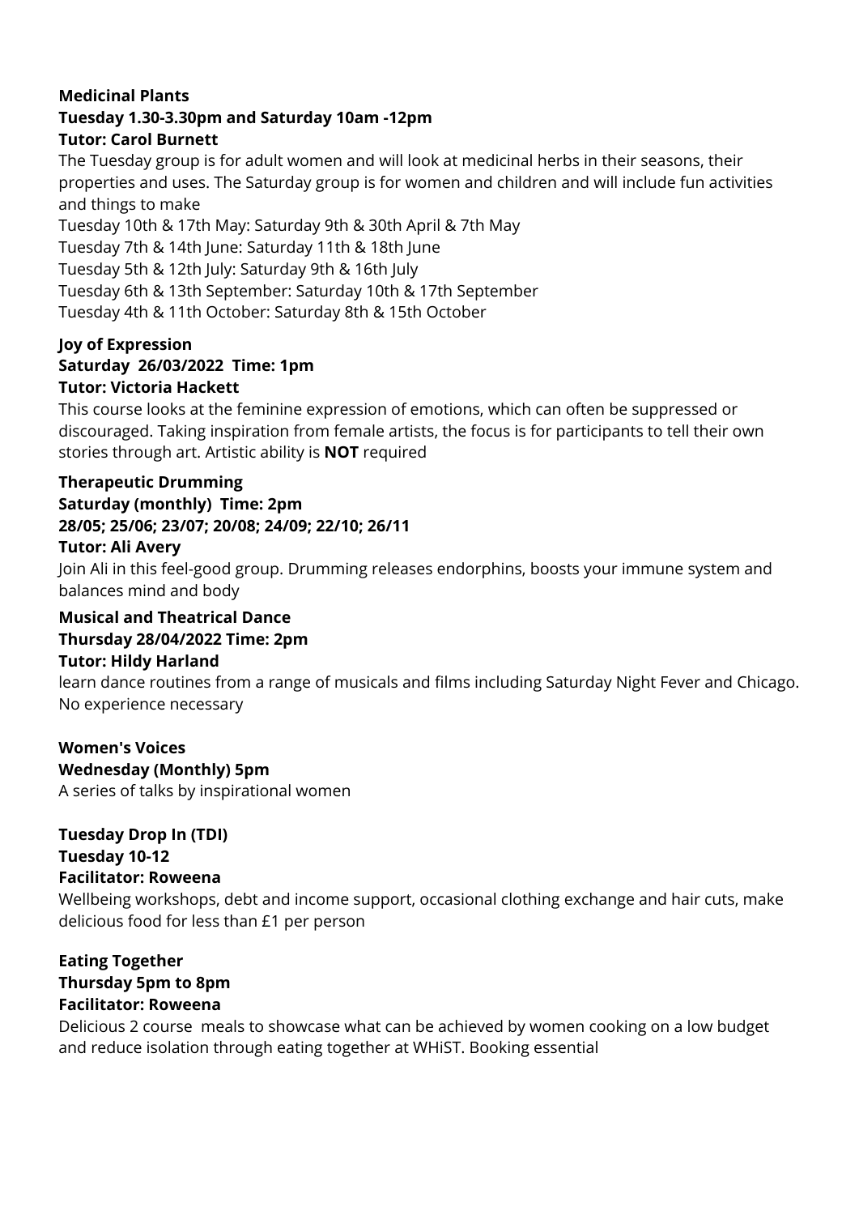**Medicinal Plants**
**Tuesday 1.30-3.30pm and Saturday 10am -12pm**
**Tutor: Carol Burnett**

The Tuesday group is for adult women and will look at medicinal herbs in their seasons, their properties and uses. The Saturday group is for women and children and will include fun activities and things to make

Tuesday 10th & 17th May: Saturday 9th & 30th April & 7th May
Tuesday 7th & 14th June: Saturday 11th & 18th June
Tuesday 5th & 12th July: Saturday 9th & 16th July
Tuesday 6th & 13th September: Saturday 10th & 17th September
Tuesday 4th & 11th October: Saturday 8th & 15th October

**Joy of Expression**
**Saturday 26/03/2022 Time: 1pm**
**Tutor: Victoria Hackett**

This course looks at the feminine expression of emotions, which can often be suppressed or discouraged. Taking inspiration from female artists, the focus is for participants to tell their own stories through art. Artistic ability is **NOT** required

**Therapeutic Drumming**
**Saturday (monthly) Time: 2pm**
**28/05; 25/06; 23/07; 20/08; 24/09; 22/10; 26/11**
**Tutor: Ali Avery**

Join Ali in this feel-good group. Drumming releases endorphins, boosts your immune system and balances mind and body

**Musical and Theatrical Dance**
**Thursday 28/04/2022 Time: 2pm**
**Tutor: Hildy Harland**

learn dance routines from a range of musicals and films including Saturday Night Fever and Chicago. No experience necessary

**Women's Voices**
**Wednesday (Monthly) 5pm**

A series of talks by inspirational women

**Tuesday Drop In (TDI)**
**Tuesday 10-12**
**Facilitator: Roweena**

Wellbeing workshops, debt and income support, occasional clothing exchange and hair cuts, make delicious food for less than £1 per person

**Eating Together**
**Thursday 5pm to 8pm**
**Facilitator: Roweena**

Delicious 2 course meals to showcase what can be achieved by women cooking on a low budget and reduce isolation through eating together at WHiST. Booking essential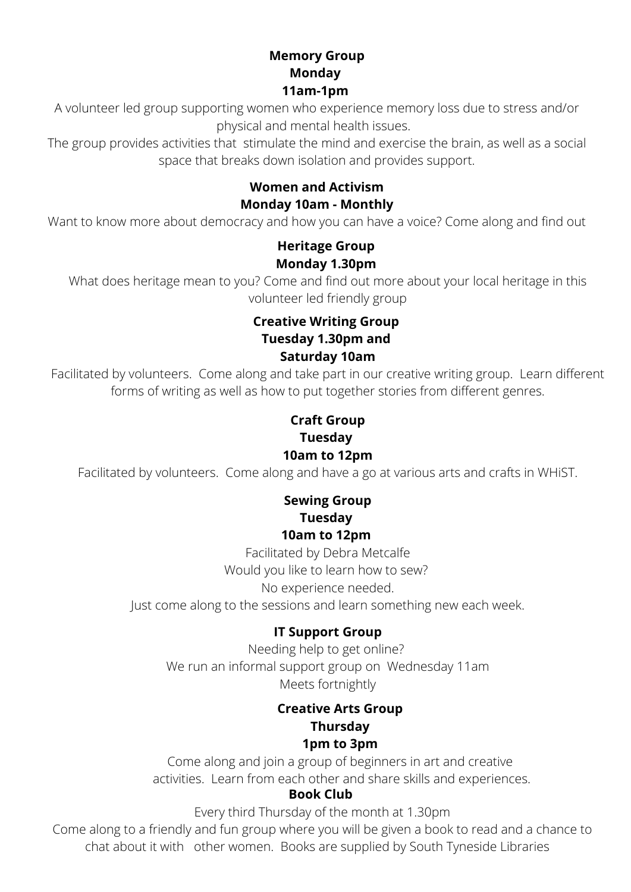**Memory Group**
**Monday**
**11am-1pm**

A volunteer led group supporting women who experience memory loss due to stress and/or physical and mental health issues.

The group provides activities that stimulate the mind and exercise the brain, as well as a social space that breaks down isolation and provides support.

**Women and Activism**
**Monday 10am - Monthly**

Want to know more about democracy and how you can have a voice? Come along and find out

**Heritage Group**
**Monday 1.30pm**

What does heritage mean to you? Come and find out more about your local heritage in this volunteer led friendly group

**Creative Writing Group**
**Tuesday 1.30pm and**
**Saturday 10am**

Facilitated by volunteers. Come along and take part in our creative writing group. Learn different forms of writing as well as how to put together stories from different genres.

**Craft Group**
**Tuesday**
**10am to 12pm**

Facilitated by volunteers. Come along and have a go at various arts and crafts in WHiST.

**Sewing Group**
**Tuesday**
**10am to 12pm**

Facilitated by Debra Metcalfe

Would you like to learn how to sew?

No experience needed.

Just come along to the sessions and learn something new each week.

**IT Support Group**

Needing help to get online?

We run an informal support group on Wednesday 11am

Meets fortnightly

**Creative Arts Group**
**Thursday**
**1pm to 3pm**

Come along and join a group of beginners in art and creative activities. Learn from each other and share skills and experiences.

**Book Club**

Every third Thursday of the month at 1.30pm

Come along to a friendly and fun group where you will be given a book to read and a chance to chat about it with other women. Books are supplied by South Tyneside Libraries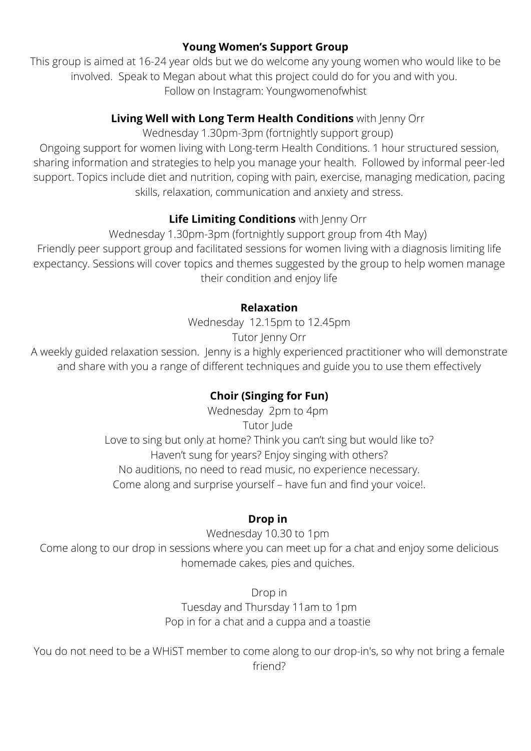**Young Women's Support Group**

This group is aimed at 16-24 year olds but we do welcome any young women who would like to be involved. Speak to Megan about what this project could do for you and with you.
Follow on Instagram: Youngwomenofwhist

**Living Well with Long Term Health Conditions** with Jenny Orr

Wednesday 1.30pm-3pm (fortnightly support group)

Ongoing support for women living with Long-term Health Conditions. 1 hour structured session, sharing information and strategies to help you manage your health. Followed by informal peer-led support. Topics include diet and nutrition, coping with pain, exercise, managing medication, pacing skills, relaxation, communication and anxiety and stress.

**Life Limiting Conditions** with Jenny Orr

Wednesday 1.30pm-3pm (fortnightly support group from 4th May)

Friendly peer support group and facilitated sessions for women living with a diagnosis limiting life expectancy. Sessions will cover topics and themes suggested by the group to help women manage their condition and enjoy life

**Relaxation**

Wednesday 12.15pm to 12.45pm
Tutor Jenny Orr

A weekly guided relaxation session. Jenny is a highly experienced practitioner who will demonstrate and share with you a range of different techniques and guide you to use them effectively

**Choir (Singing for Fun)**

Wednesday 2pm to 4pm
Tutor Jude

Love to sing but only at home? Think you can't sing but would like to?
Haven't sung for years? Enjoy singing with others?
No auditions, no need to read music, no experience necessary.
Come along and surprise yourself – have fun and find your voice!.

**Drop in**

Wednesday 10.30 to 1pm

Come along to our drop in sessions where you can meet up for a chat and enjoy some delicious homemade cakes, pies and quiches.

Drop in
Tuesday and Thursday 11am to 1pm
Pop in for a chat and a cuppa and a toastie

You do not need to be a WHiST member to come along to our drop-in's, so why not bring a female friend?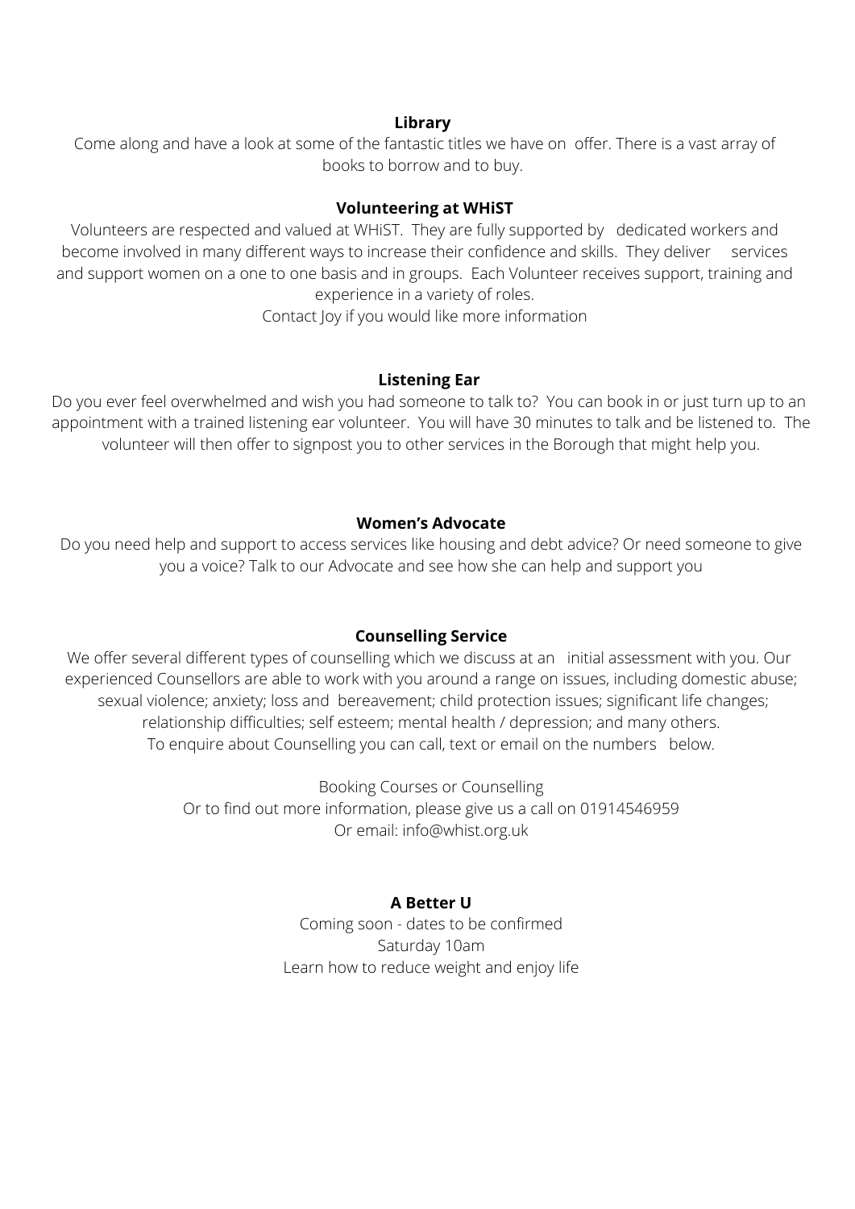**Library**

Come along and have a look at some of the fantastic titles we have on offer. There is a vast array of books to borrow and to buy.

**Volunteering at WHiST**

Volunteers are respected and valued at WHiST. They are fully supported by dedicated workers and become involved in many different ways to increase their confidence and skills. They deliver services and support women on a one to one basis and in groups. Each Volunteer receives support, training and experience in a variety of roles.
Contact Joy if you would like more information

**Listening Ear**

Do you ever feel overwhelmed and wish you had someone to talk to? You can book in or just turn up to an appointment with a trained listening ear volunteer. You will have 30 minutes to talk and be listened to. The volunteer will then offer to signpost you to other services in the Borough that might help you.

**Women's Advocate**

Do you need help and support to access services like housing and debt advice? Or need someone to give you a voice? Talk to our Advocate and see how she can help and support you

**Counselling Service**

We offer several different types of counselling which we discuss at an initial assessment with you. Our experienced Counsellors are able to work with you around a range on issues, including domestic abuse; sexual violence; anxiety; loss and bereavement; child protection issues; significant life changes; relationship difficulties; self esteem; mental health / depression; and many others.
To enquire about Counselling you can call, text or email on the numbers below.

Booking Courses or Counselling
Or to find out more information, please give us a call on 01914546959
Or email: info@whist.org.uk

**A Better U**

Coming soon - dates to be confirmed
Saturday 10am
Learn how to reduce weight and enjoy life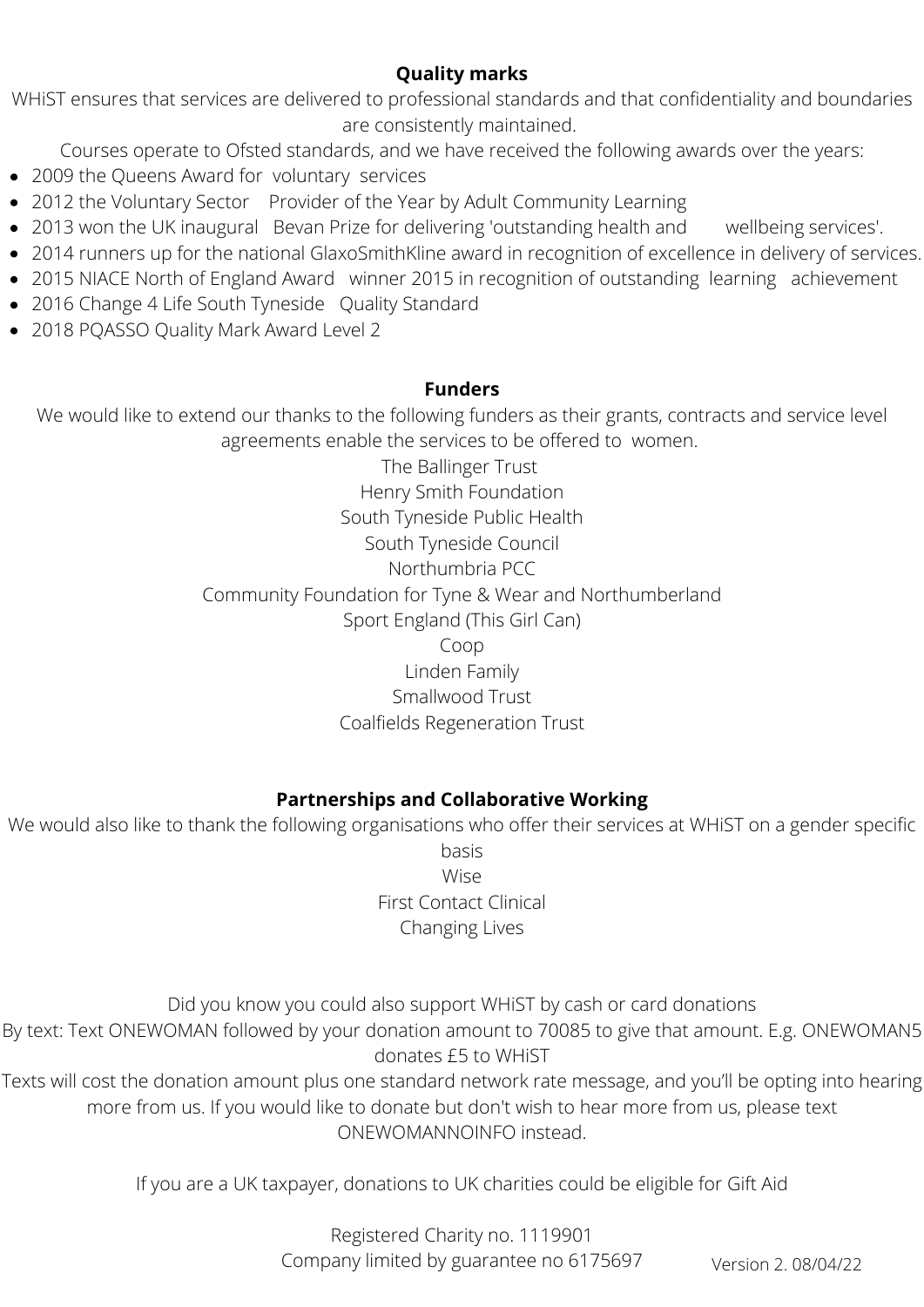## Quality marks

WHiST ensures that services are delivered to professional standards and that confidentiality and boundaries are consistently maintained.

Courses operate to Ofsted standards, and we have received the following awards over the years:

- 2009 the Queens Award for voluntary services
- 2012 the Voluntary Sector Provider of the Year by Adult Community Learning
- 2013 won the UK inaugural Bevan Prize for delivering 'outstanding health and wellbeing services'.
- 2014 runners up for the national GlaxoSmithKline award in recognition of excellence in delivery of services.
- 2015 NIACE North of England Award winner 2015 in recognition of outstanding learning achievement
- 2016 Change 4 Life South Tyneside Quality Standard
- 2018 PQASSO Quality Mark Award Level 2

## Funders

We would like to extend our thanks to the following funders as their grants, contracts and service level agreements enable the services to be offered to women.

The Ballinger Trust
Henry Smith Foundation
South Tyneside Public Health
South Tyneside Council
Northumbria PCC
Community Foundation for Tyne & Wear and Northumberland
Sport England (This Girl Can)
Coop
Linden Family
Smallwood Trust
Coalfields Regeneration Trust

## Partnerships and Collaborative Working

We would also like to thank the following organisations who offer their services at WHiST on a gender specific basis

Wise
First Contact Clinical
Changing Lives

Did you know you could also support WHiST by cash or card donations

By text: Text ONEWOMAN followed by your donation amount to 70085 to give that amount. E.g. ONEWOMAN5 donates £5 to WHiST

Texts will cost the donation amount plus one standard network rate message, and you'll be opting into hearing more from us. If you would like to donate but don't wish to hear more from us, please text ONEWOMANNOINFO instead.

If you are a UK taxpayer, donations to UK charities could be eligible for Gift Aid

Registered Charity no. 1119901
Company limited by guarantee no 6175697

Version 2. 08/04/22